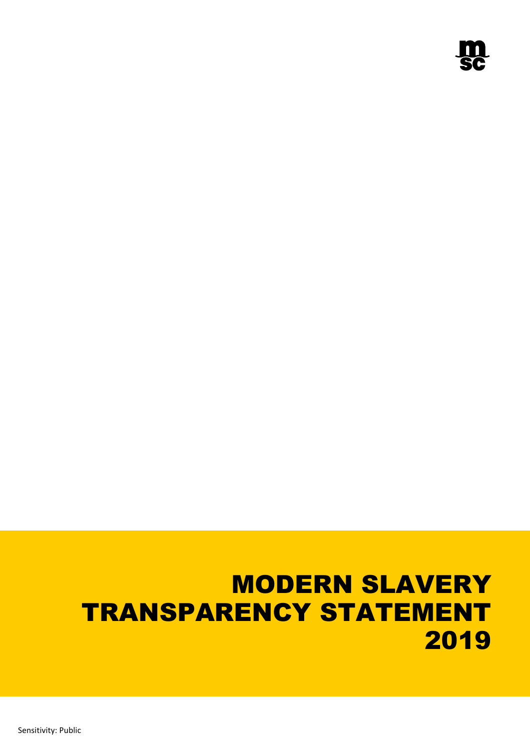# MODERN SLAVERY TRANSPARENCY STATEMENT 2019

Sensitivity: Public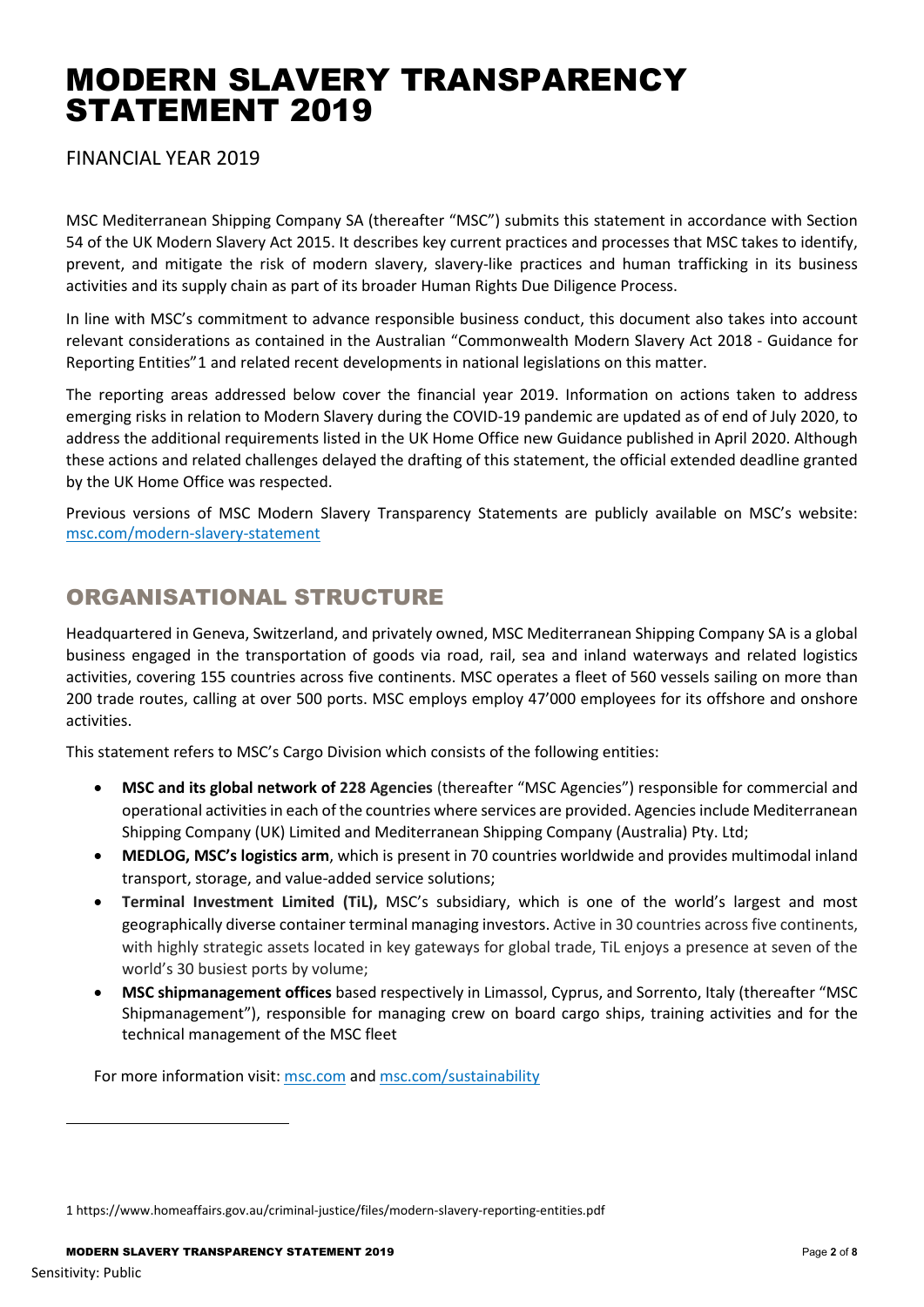# MODERN SLAVERY TRANSPARENCY STATEMENT 2019

FINANCIAL YEAR 2019

MSC Mediterranean Shipping Company SA (thereafter "MSC") submits this statement in accordance with Section 54 of the UK Modern Slavery Act 2015. It describes key current practices and processes that MSC takes to identify, prevent, and mitigate the risk of modern slavery, slavery-like practices and human trafficking in its business activities and its supply chain as part of its broader Human Rights Due Diligence Process.

In line with MSC's commitment to advance responsible business conduct, this document also takes into account relevant considerations as contained in the Australian "Commonwealth Modern Slavery Act 2018 - Guidance for Reporting Entities"[1] and related recent developments in national legislations on this matter.

The reporting areas addressed below cover the financial year 2019. Information on actions taken to address emerging risks in relation to Modern Slavery during the COVID-19 pandemic are updated as of end of July 2020, to address the additional requirements listed in the UK Home Office new Guidance published in April 2020. Although these actions and related challenges delayed the drafting of this statement, the official extended deadline granted by the UK Home Office was respected.

Previous versions of MSC Modern Slavery Transparency Statements are publicly available on MSC's website: msc.com/modern-slavery-statement

## ORGANISATIONAL STRUCTURE

Headquartered in Geneva, Switzerland, and privately owned, MSC Mediterranean Shipping Company SA is a global business engaged in the transportation of goods via road, rail, sea and inland waterways and related logistics activities, covering 155 countries across five continents. MSC operates a fleet of 560 vessels sailing on more than 200 trade routes, calling at over 500 ports. MSC employs employ 47'000 employees for its offshore and onshore activities.

This statement refers to MSC's Cargo Division which consists of the following entities:

- **MSC and its global network of 228 Agencies** (thereafter "MSC Agencies") responsible for commercial and operational activities in each of the countries where services are provided. Agencies include Mediterranean Shipping Company (UK) Limited and Mediterranean Shipping Company (Australia) Pty. Ltd;
- **MEDLOG, MSC's logistics arm**, which is present in 70 countries worldwide and provides multimodal inland transport, storage, and value-added service solutions;
- **Terminal Investment Limited (TiL),** MSC's subsidiary, which is one of the world's largest and most geographically diverse container terminal managing investors. Active in 30 countries across five continents, with highly strategic assets located in key gateways for global trade, TiL enjoys a presence at seven of the world's 30 busiest ports by volume;
- **MSC shipmanagement offices** based respectively in Limassol, Cyprus, and Sorrento, Italy (thereafter "MSC Shipmanagement"), responsible for managing crew on board cargo ships, training activities and for the technical management of the MSC fleet

For more information visit: msc.com and msc.com/sustainability

---

1 https://www.homeaffairs.gov.au/criminal-justice/files/modern-slavery-reporting-entities.pdf

Sensitivity: Public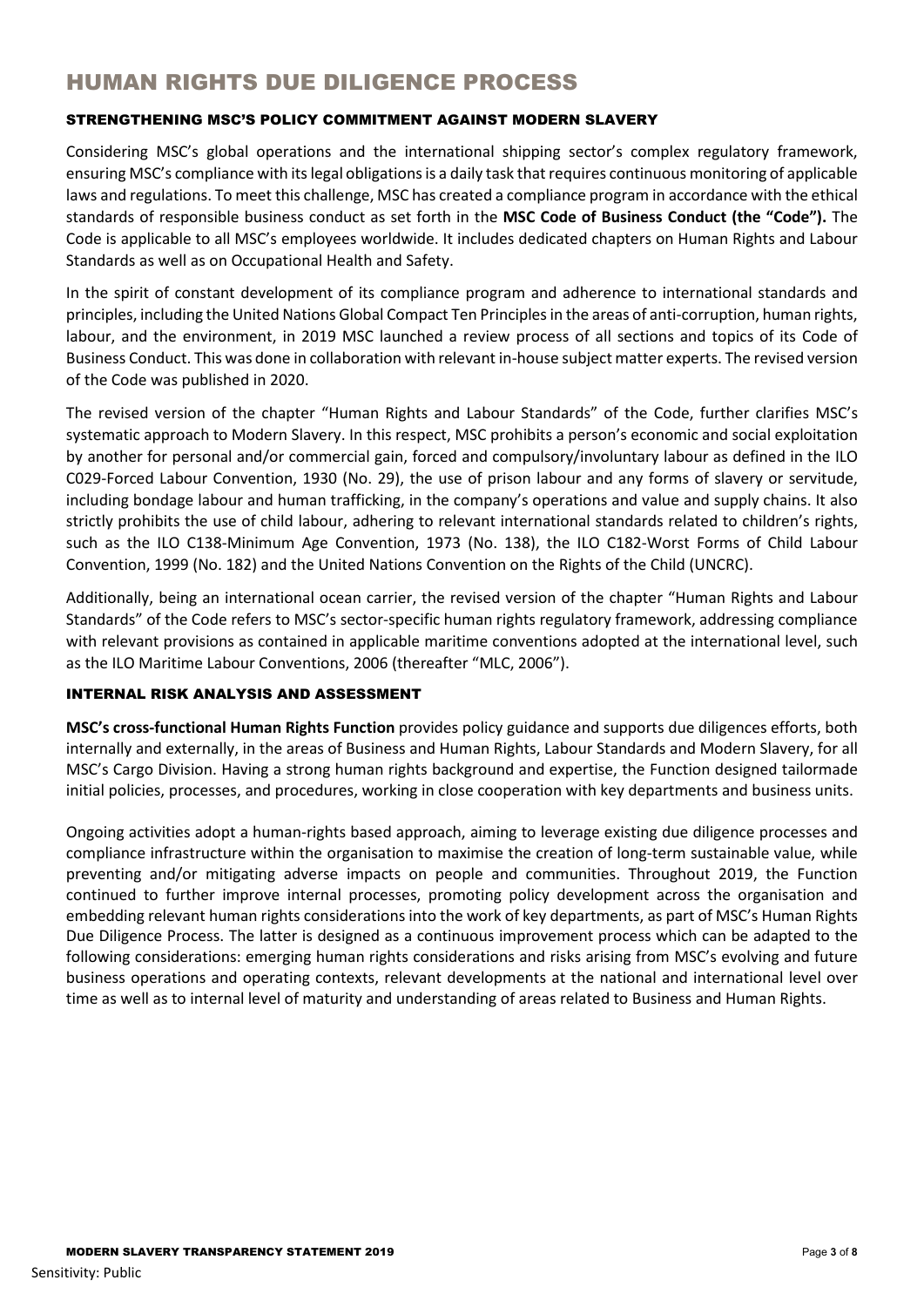# HUMAN RIGHTS DUE DILIGENCE PROCESS

## STRENGTHENING MSC'S POLICY COMMITMENT AGAINST MODERN SLAVERY

Considering MSC's global operations and the international shipping sector's complex regulatory framework, ensuring MSC's compliance with its legal obligations is a daily task that requires continuous monitoring of applicable laws and regulations. To meet this challenge, MSC has created a compliance program in accordance with the ethical standards of responsible business conduct as set forth in the **MSC Code of Business Conduct (the "Code").** The Code is applicable to all MSC's employees worldwide. It includes dedicated chapters on Human Rights and Labour Standards as well as on Occupational Health and Safety.

In the spirit of constant development of its compliance program and adherence to international standards and principles, including the United Nations Global Compact Ten Principles in the areas of anti-corruption, human rights, labour, and the environment, in 2019 MSC launched a review process of all sections and topics of its Code of Business Conduct. This was done in collaboration with relevant in-house subject matter experts. The revised version of the Code was published in 2020.

The revised version of the chapter "Human Rights and Labour Standards" of the Code, further clarifies MSC's systematic approach to Modern Slavery. In this respect, MSC prohibits a person's economic and social exploitation by another for personal and/or commercial gain, forced and compulsory/involuntary labour as defined in the ILO C029-Forced Labour Convention, 1930 (No. 29), the use of prison labour and any forms of slavery or servitude, including bondage labour and human trafficking, in the company's operations and value and supply chains. It also strictly prohibits the use of child labour, adhering to relevant international standards related to children's rights, such as the ILO C138-Minimum Age Convention, 1973 (No. 138), the ILO C182-Worst Forms of Child Labour Convention, 1999 (No. 182) and the United Nations Convention on the Rights of the Child (UNCRC).

Additionally, being an international ocean carrier, the revised version of the chapter "Human Rights and Labour Standards" of the Code refers to MSC's sector-specific human rights regulatory framework, addressing compliance with relevant provisions as contained in applicable maritime conventions adopted at the international level, such as the ILO Maritime Labour Conventions, 2006 (thereafter "MLC, 2006").

## INTERNAL RISK ANALYSIS AND ASSESSMENT

**MSC's cross-functional Human Rights Function** provides policy guidance and supports due diligences efforts, both internally and externally, in the areas of Business and Human Rights, Labour Standards and Modern Slavery, for all MSC's Cargo Division. Having a strong human rights background and expertise, the Function designed tailormade initial policies, processes, and procedures, working in close cooperation with key departments and business units.

Ongoing activities adopt a human-rights based approach, aiming to leverage existing due diligence processes and compliance infrastructure within the organisation to maximise the creation of long-term sustainable value, while preventing and/or mitigating adverse impacts on people and communities. Throughout 2019, the Function continued to further improve internal processes, promoting policy development across the organisation and embedding relevant human rights considerations into the work of key departments, as part of MSC's Human Rights Due Diligence Process. The latter is designed as a continuous improvement process which can be adapted to the following considerations: emerging human rights considerations and risks arising from MSC's evolving and future business operations and operating contexts, relevant developments at the national and international level over time as well as to internal level of maturity and understanding of areas related to Business and Human Rights.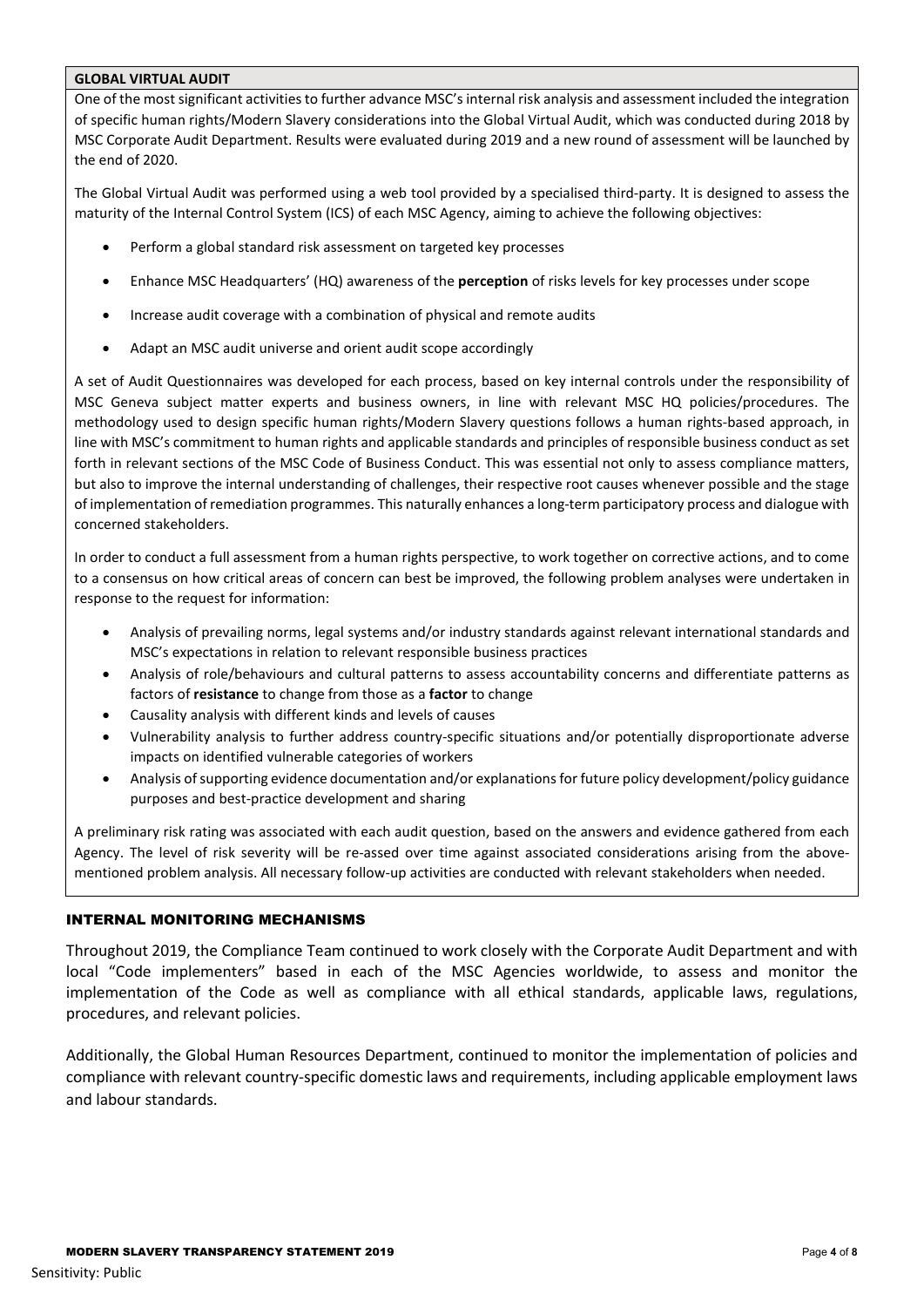**GLOBAL VIRTUAL AUDIT**

One of the most significant activities to further advance MSC's internal risk analysis and assessment included the integration of specific human rights/Modern Slavery considerations into the Global Virtual Audit, which was conducted during 2018 by MSC Corporate Audit Department. Results were evaluated during 2019 and a new round of assessment will be launched by the end of 2020.

The Global Virtual Audit was performed using a web tool provided by a specialised third-party. It is designed to assess the maturity of the Internal Control System (ICS) of each MSC Agency, aiming to achieve the following objectives:

- Perform a global standard risk assessment on targeted key processes
- Enhance MSC Headquarters' (HQ) awareness of the **perception** of risks levels for key processes under scope
- Increase audit coverage with a combination of physical and remote audits
- Adapt an MSC audit universe and orient audit scope accordingly

A set of Audit Questionnaires was developed for each process, based on key internal controls under the responsibility of MSC Geneva subject matter experts and business owners, in line with relevant MSC HQ policies/procedures. The methodology used to design specific human rights/Modern Slavery questions follows a human rights-based approach, in line with MSC's commitment to human rights and applicable standards and principles of responsible business conduct as set forth in relevant sections of the MSC Code of Business Conduct. This was essential not only to assess compliance matters, but also to improve the internal understanding of challenges, their respective root causes whenever possible and the stage of implementation of remediation programmes. This naturally enhances a long-term participatory process and dialogue with concerned stakeholders.

In order to conduct a full assessment from a human rights perspective, to work together on corrective actions, and to come to a consensus on how critical areas of concern can best be improved, the following problem analyses were undertaken in response to the request for information:

- Analysis of prevailing norms, legal systems and/or industry standards against relevant international standards and MSC's expectations in relation to relevant responsible business practices
- Analysis of role/behaviours and cultural patterns to assess accountability concerns and differentiate patterns as factors of **resistance** to change from those as a **factor** to change
- Causality analysis with different kinds and levels of causes
- Vulnerability analysis to further address country-specific situations and/or potentially disproportionate adverse impacts on identified vulnerable categories of workers
- Analysis of supporting evidence documentation and/or explanations for future policy development/policy guidance purposes and best-practice development and sharing

A preliminary risk rating was associated with each audit question, based on the answers and evidence gathered from each Agency. The level of risk severity will be re-assed over time against associated considerations arising from the above-mentioned problem analysis. All necessary follow-up activities are conducted with relevant stakeholders when needed.

## INTERNAL MONITORING MECHANISMS

Throughout 2019, the Compliance Team continued to work closely with the Corporate Audit Department and with local "Code implementers" based in each of the MSC Agencies worldwide, to assess and monitor the implementation of the Code as well as compliance with all ethical standards, applicable laws, regulations, procedures, and relevant policies.

Additionally, the Global Human Resources Department, continued to monitor the implementation of policies and compliance with relevant country-specific domestic laws and requirements, including applicable employment laws and labour standards.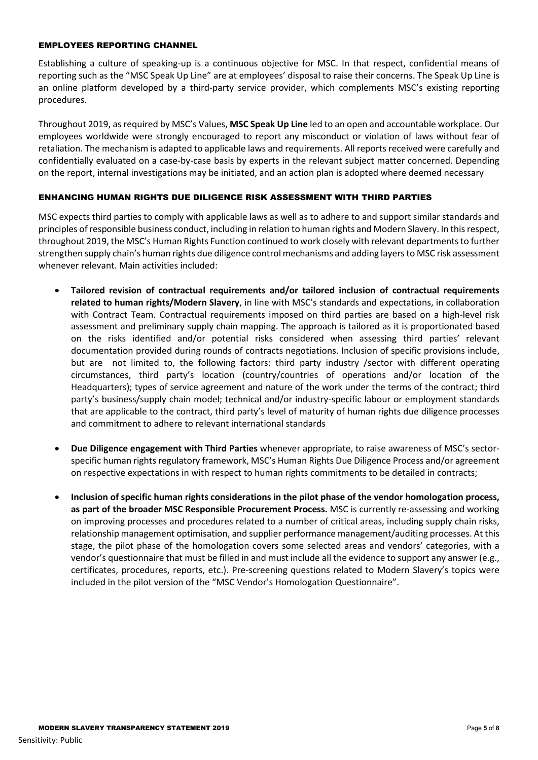## EMPLOYEES REPORTING CHANNEL

Establishing a culture of speaking-up is a continuous objective for MSC. In that respect, confidential means of reporting such as the "MSC Speak Up Line" are at employees' disposal to raise their concerns. The Speak Up Line is an online platform developed by a third-party service provider, which complements MSC's existing reporting procedures.

Throughout 2019, as required by MSC's Values, **MSC Speak Up Line** led to an open and accountable workplace. Our employees worldwide were strongly encouraged to report any misconduct or violation of laws without fear of retaliation. The mechanism is adapted to applicable laws and requirements. All reports received were carefully and confidentially evaluated on a case-by-case basis by experts in the relevant subject matter concerned. Depending on the report, internal investigations may be initiated, and an action plan is adopted where deemed necessary

## ENHANCING HUMAN RIGHTS DUE DILIGENCE RISK ASSESSMENT WITH THIRD PARTIES

MSC expects third parties to comply with applicable laws as well as to adhere to and support similar standards and principles of responsible business conduct, including in relation to human rights and Modern Slavery. In this respect, throughout 2019, the MSC's Human Rights Function continued to work closely with relevant departments to further strengthen supply chain's human rights due diligence control mechanisms and adding layers to MSC risk assessment whenever relevant. Main activities included:

- **Tailored revision of contractual requirements and/or tailored inclusion of contractual requirements related to human rights/Modern Slavery**, in line with MSC's standards and expectations, in collaboration with Contract Team. Contractual requirements imposed on third parties are based on a high-level risk assessment and preliminary supply chain mapping. The approach is tailored as it is proportionated based on the risks identified and/or potential risks considered when assessing third parties' relevant documentation provided during rounds of contracts negotiations. Inclusion of specific provisions include, but are not limited to, the following factors: third party industry /sector with different operating circumstances, third party's location (country/countries of operations and/or location of the Headquarters); types of service agreement and nature of the work under the terms of the contract; third party's business/supply chain model; technical and/or industry-specific labour or employment standards that are applicable to the contract, third party's level of maturity of human rights due diligence processes and commitment to adhere to relevant international standards

- **Due Diligence engagement with Third Parties** whenever appropriate, to raise awareness of MSC's sector-specific human rights regulatory framework, MSC's Human Rights Due Diligence Process and/or agreement on respective expectations in with respect to human rights commitments to be detailed in contracts;

- **Inclusion of specific human rights considerations in the pilot phase of the vendor homologation process, as part of the broader MSC Responsible Procurement Process.** MSC is currently re-assessing and working on improving processes and procedures related to a number of critical areas, including supply chain risks, relationship management optimisation, and supplier performance management/auditing processes. At this stage, the pilot phase of the homologation covers some selected areas and vendors' categories, with a vendor's questionnaire that must be filled in and must include all the evidence to support any answer (e.g., certificates, procedures, reports, etc.). Pre-screening questions related to Modern Slavery's topics were included in the pilot version of the "MSC Vendor's Homologation Questionnaire".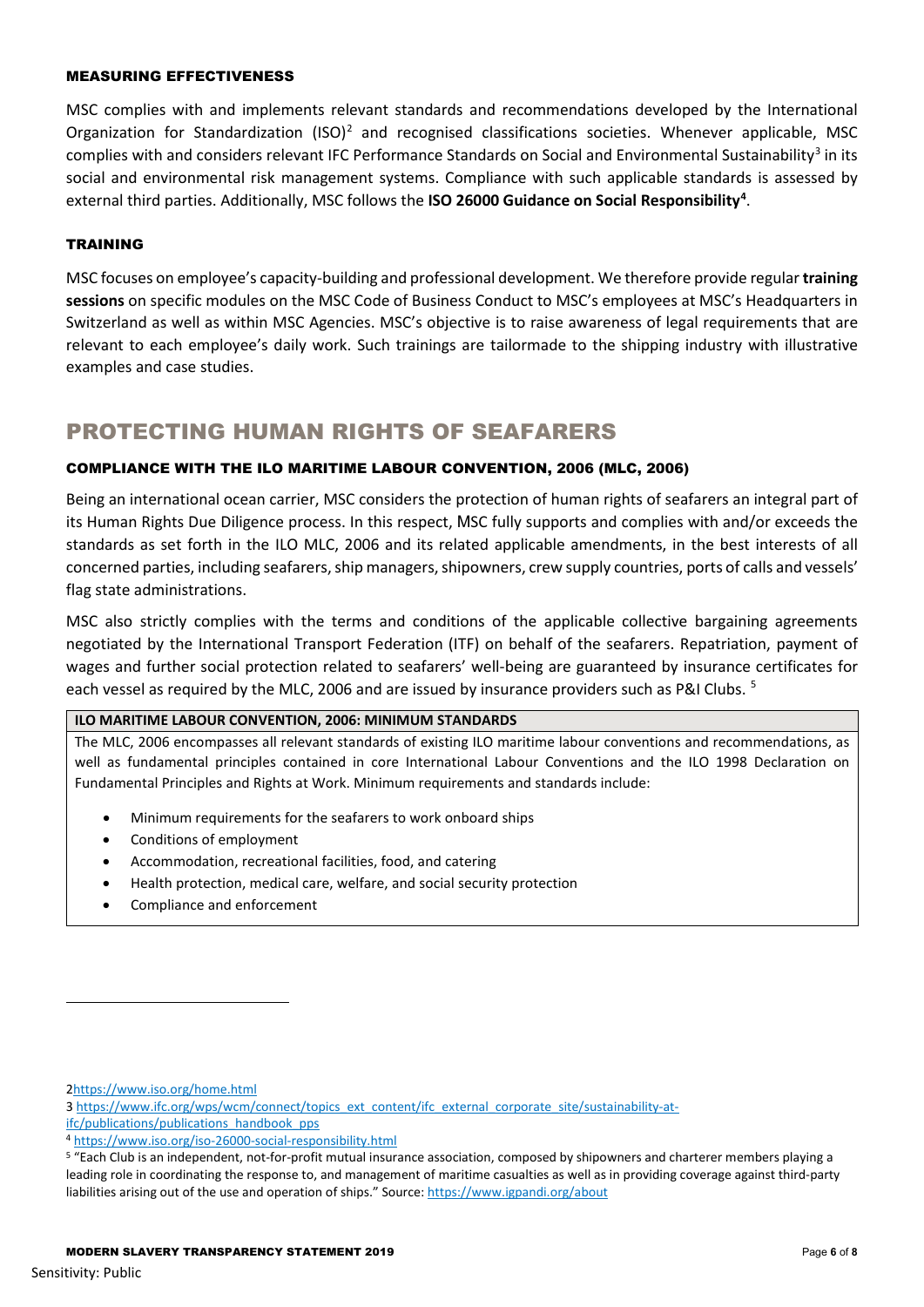### MEASURING EFFECTIVENESS

MSC complies with and implements relevant standards and recommendations developed by the International Organization for Standardization (ISO)[2] and recognised classifications societies. Whenever applicable, MSC complies with and considers relevant IFC Performance Standards on Social and Environmental Sustainability[3] in its social and environmental risk management systems. Compliance with such applicable standards is assessed by external third parties. Additionally, MSC follows the **ISO 26000 Guidance on Social Responsibility[4]**.

### TRAINING

MSC focuses on employee's capacity-building and professional development. We therefore provide regular **training sessions** on specific modules on the MSC Code of Business Conduct to MSC's employees at MSC's Headquarters in Switzerland as well as within MSC Agencies. MSC's objective is to raise awareness of legal requirements that are relevant to each employee's daily work. Such trainings are tailormade to the shipping industry with illustrative examples and case studies.

## PROTECTING HUMAN RIGHTS OF SEAFARERS

### COMPLIANCE WITH THE ILO MARITIME LABOUR CONVENTION, 2006 (MLC, 2006)

Being an international ocean carrier, MSC considers the protection of human rights of seafarers an integral part of its Human Rights Due Diligence process. In this respect, MSC fully supports and complies with and/or exceeds the standards as set forth in the ILO MLC, 2006 and its related applicable amendments, in the best interests of all concerned parties, including seafarers, ship managers, shipowners, crew supply countries, ports of calls and vessels' flag state administrations.

MSC also strictly complies with the terms and conditions of the applicable collective bargaining agreements negotiated by the International Transport Federation (ITF) on behalf of the seafarers. Repatriation, payment of wages and further social protection related to seafarers' well-being are guaranteed by insurance certificates for each vessel as required by the MLC, 2006 and are issued by insurance providers such as P&I Clubs. [5]

**ILO MARITIME LABOUR CONVENTION, 2006: MINIMUM STANDARDS**

The MLC, 2006 encompasses all relevant standards of existing ILO maritime labour conventions and recommendations, as well as fundamental principles contained in core International Labour Conventions and the ILO 1998 Declaration on Fundamental Principles and Rights at Work. Minimum requirements and standards include:

- Minimum requirements for the seafarers to work onboard ships
- Conditions of employment
- Accommodation, recreational facilities, food, and catering
- Health protection, medical care, welfare, and social security protection
- Compliance and enforcement

---

2 https://www.iso.org/home.html

3 https://www.ifc.org/wps/wcm/connect/topics_ext_content/ifc_external_corporate_site/sustainability-at-ifc/publications/publications_handbook_pps

4 https://www.iso.org/iso-26000-social-responsibility.html

5 "Each Club is an independent, not-for-profit mutual insurance association, composed by shipowners and charterer members playing a leading role in coordinating the response to, and management of maritime casualties as well as in providing coverage against third-party liabilities arising out of the use and operation of ships." Source: https://www.igpandi.org/about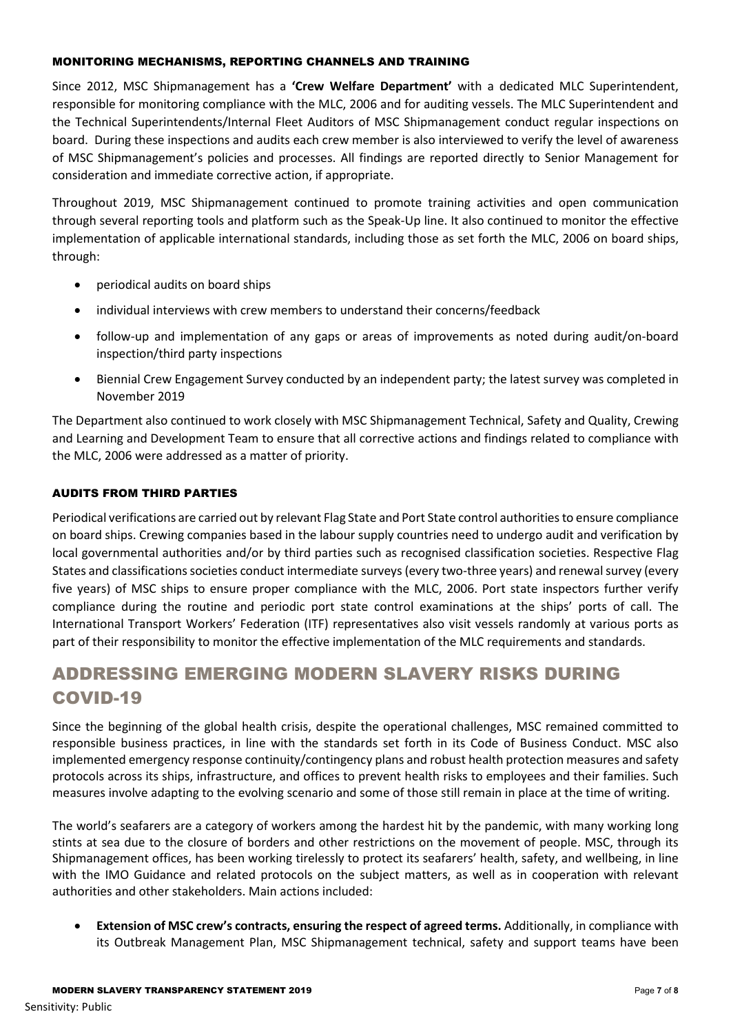### MONITORING MECHANISMS, REPORTING CHANNELS AND TRAINING

Since 2012, MSC Shipmanagement has a **'Crew Welfare Department'** with a dedicated MLC Superintendent, responsible for monitoring compliance with the MLC, 2006 and for auditing vessels. The MLC Superintendent and the Technical Superintendents/Internal Fleet Auditors of MSC Shipmanagement conduct regular inspections on board. During these inspections and audits each crew member is also interviewed to verify the level of awareness of MSC Shipmanagement's policies and processes. All findings are reported directly to Senior Management for consideration and immediate corrective action, if appropriate.

Throughout 2019, MSC Shipmanagement continued to promote training activities and open communication through several reporting tools and platform such as the Speak-Up line. It also continued to monitor the effective implementation of applicable international standards, including those as set forth the MLC, 2006 on board ships, through:

- periodical audits on board ships
- individual interviews with crew members to understand their concerns/feedback
- follow-up and implementation of any gaps or areas of improvements as noted during audit/on-board inspection/third party inspections
- Biennial Crew Engagement Survey conducted by an independent party; the latest survey was completed in November 2019

The Department also continued to work closely with MSC Shipmanagement Technical, Safety and Quality, Crewing and Learning and Development Team to ensure that all corrective actions and findings related to compliance with the MLC, 2006 were addressed as a matter of priority.

### AUDITS FROM THIRD PARTIES

Periodical verifications are carried out by relevant Flag State and Port State control authorities to ensure compliance on board ships. Crewing companies based in the labour supply countries need to undergo audit and verification by local governmental authorities and/or by third parties such as recognised classification societies. Respective Flag States and classifications societies conduct intermediate surveys (every two-three years) and renewal survey (every five years) of MSC ships to ensure proper compliance with the MLC, 2006. Port state inspectors further verify compliance during the routine and periodic port state control examinations at the ships' ports of call. The International Transport Workers' Federation (ITF) representatives also visit vessels randomly at various ports as part of their responsibility to monitor the effective implementation of the MLC requirements and standards.

## ADDRESSING EMERGING MODERN SLAVERY RISKS DURING COVID-19

Since the beginning of the global health crisis, despite the operational challenges, MSC remained committed to responsible business practices, in line with the standards set forth in its Code of Business Conduct. MSC also implemented emergency response continuity/contingency plans and robust health protection measures and safety protocols across its ships, infrastructure, and offices to prevent health risks to employees and their families. Such measures involve adapting to the evolving scenario and some of those still remain in place at the time of writing.

The world's seafarers are a category of workers among the hardest hit by the pandemic, with many working long stints at sea due to the closure of borders and other restrictions on the movement of people. MSC, through its Shipmanagement offices, has been working tirelessly to protect its seafarers' health, safety, and wellbeing, in line with the IMO Guidance and related protocols on the subject matters, as well as in cooperation with relevant authorities and other stakeholders. Main actions included:

- **Extension of MSC crew's contracts, ensuring the respect of agreed terms.** Additionally, in compliance with its Outbreak Management Plan, MSC Shipmanagement technical, safety and support teams have been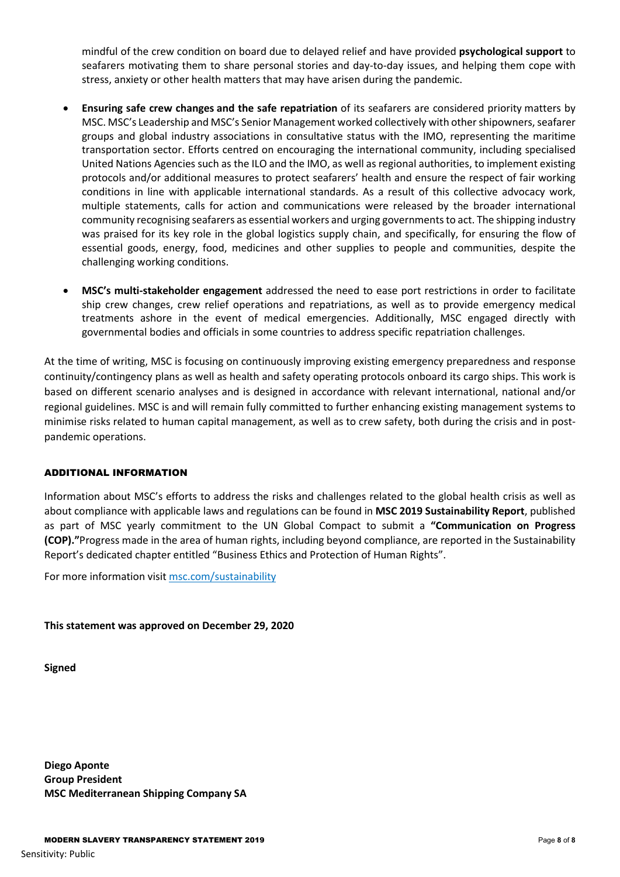mindful of the crew condition on board due to delayed relief and have provided **psychological support** to seafarers motivating them to share personal stories and day-to-day issues, and helping them cope with stress, anxiety or other health matters that may have arisen during the pandemic.

- **Ensuring safe crew changes and the safe repatriation** of its seafarers are considered priority matters by MSC. MSC's Leadership and MSC's Senior Management worked collectively with other shipowners, seafarer groups and global industry associations in consultative status with the IMO, representing the maritime transportation sector. Efforts centred on encouraging the international community, including specialised United Nations Agencies such as the ILO and the IMO, as well as regional authorities, to implement existing protocols and/or additional measures to protect seafarers' health and ensure the respect of fair working conditions in line with applicable international standards. As a result of this collective advocacy work, multiple statements, calls for action and communications were released by the broader international community recognising seafarers as essential workers and urging governments to act. The shipping industry was praised for its key role in the global logistics supply chain, and specifically, for ensuring the flow of essential goods, energy, food, medicines and other supplies to people and communities, despite the challenging working conditions.
- **MSC's multi-stakeholder engagement** addressed the need to ease port restrictions in order to facilitate ship crew changes, crew relief operations and repatriations, as well as to provide emergency medical treatments ashore in the event of medical emergencies. Additionally, MSC engaged directly with governmental bodies and officials in some countries to address specific repatriation challenges.

At the time of writing, MSC is focusing on continuously improving existing emergency preparedness and response continuity/contingency plans as well as health and safety operating protocols onboard its cargo ships. This work is based on different scenario analyses and is designed in accordance with relevant international, national and/or regional guidelines. MSC is and will remain fully committed to further enhancing existing management systems to minimise risks related to human capital management, as well as to crew safety, both during the crisis and in post-pandemic operations.

## ADDITIONAL INFORMATION

Information about MSC's efforts to address the risks and challenges related to the global health crisis as well as about compliance with applicable laws and regulations can be found in **MSC 2019 Sustainability Report**, published as part of MSC yearly commitment to the UN Global Compact to submit a **"Communication on Progress (COP)."**Progress made in the area of human rights, including beyond compliance, are reported in the Sustainability Report's dedicated chapter entitled "Business Ethics and Protection of Human Rights".

For more information visit msc.com/sustainability

**This statement was approved on December 29, 2020**

**Signed**

**Diego Aponte**
**Group President**
**MSC Mediterranean Shipping Company SA**